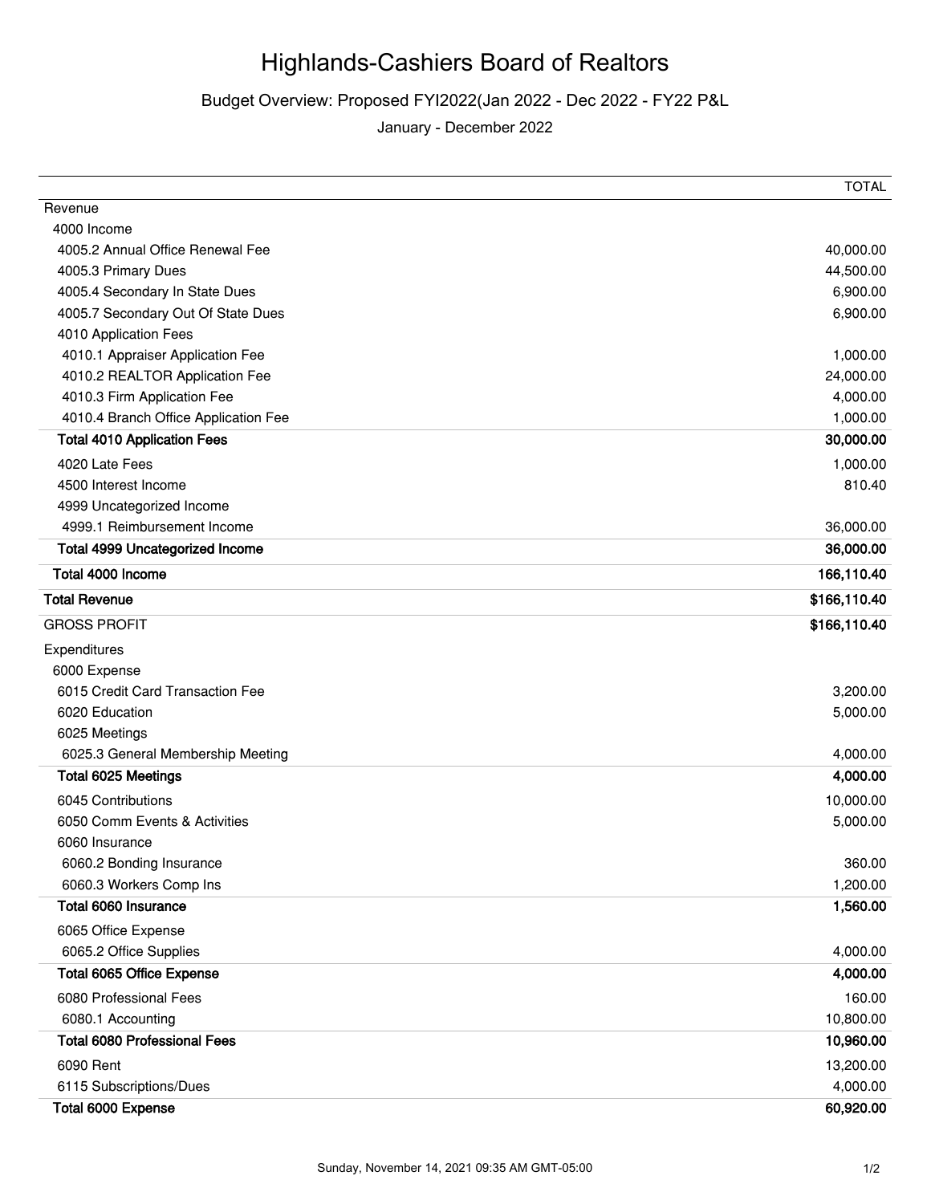# Highlands-Cashiers Board of Realtors

## Budget Overview: Proposed FYI2022(Jan 2022 - Dec 2022 - FY22 P&L

January - December 2022

| | TOTAL |
|---|---|
| Revenue | |
| 4000 Income | |
| 4005.2 Annual Office Renewal Fee | 40,000.00 |
| 4005.3 Primary Dues | 44,500.00 |
| 4005.4 Secondary In State Dues | 6,900.00 |
| 4005.7 Secondary Out Of State Dues | 6,900.00 |
| 4010 Application Fees | |
| 4010.1 Appraiser Application Fee | 1,000.00 |
| 4010.2 REALTOR Application Fee | 24,000.00 |
| 4010.3 Firm Application Fee | 4,000.00 |
| 4010.4 Branch Office Application Fee | 1,000.00 |
| **Total 4010 Application Fees** | **30,000.00** |
| 4020 Late Fees | 1,000.00 |
| 4500 Interest Income | 810.40 |
| 4999 Uncategorized Income | |
| 4999.1 Reimbursement Income | 36,000.00 |
| **Total 4999 Uncategorized Income** | **36,000.00** |
| **Total 4000 Income** | **166,110.40** |
| **Total Revenue** | **$166,110.40** |
| GROSS PROFIT | **$166,110.40** |
| Expenditures | |
| 6000 Expense | |
| 6015 Credit Card Transaction Fee | 3,200.00 |
| 6020 Education | 5,000.00 |
| 6025 Meetings | |
| 6025.3 General Membership Meeting | 4,000.00 |
| **Total 6025 Meetings** | **4,000.00** |
| 6045 Contributions | 10,000.00 |
| 6050 Comm Events & Activities | 5,000.00 |
| 6060 Insurance | |
| 6060.2 Bonding Insurance | 360.00 |
| 6060.3 Workers Comp Ins | 1,200.00 |
| **Total 6060 Insurance** | **1,560.00** |
| 6065 Office Expense | |
| 6065.2 Office Supplies | 4,000.00 |
| **Total 6065 Office Expense** | **4,000.00** |
| 6080 Professional Fees | 160.00 |
| 6080.1 Accounting | 10,800.00 |
| **Total 6080 Professional Fees** | **10,960.00** |
| 6090 Rent | 13,200.00 |
| 6115 Subscriptions/Dues | 4,000.00 |
| **Total 6000 Expense** | **60,920.00** |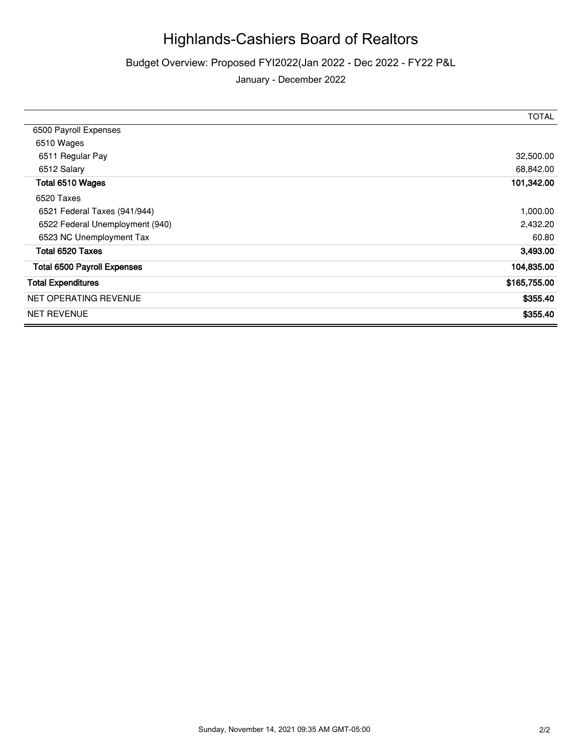# Highlands-Cashiers Board of Realtors

## Budget Overview: Proposed FYI2022(Jan 2022 - Dec 2022 - FY22 P&L

January - December 2022

| | TOTAL |
|---|---|
| 6500 Payroll Expenses | |
| 6510 Wages | |
| 6511 Regular Pay | 32,500.00 |
| 6512 Salary | 68,842.00 |
| **Total 6510 Wages** | **101,342.00** |
| 6520 Taxes | |
| 6521 Federal Taxes (941/944) | 1,000.00 |
| 6522 Federal Unemployment (940) | 2,432.20 |
| 6523 NC Unemployment Tax | 60.80 |
| **Total 6520 Taxes** | **3,493.00** |
| **Total 6500 Payroll Expenses** | **104,835.00** |
| **Total Expenditures** | **$165,755.00** |
| NET OPERATING REVENUE | **$355.40** |
| NET REVENUE | **$355.40** |

Sunday, November 14, 2021 09:35 AM GMT-05:00